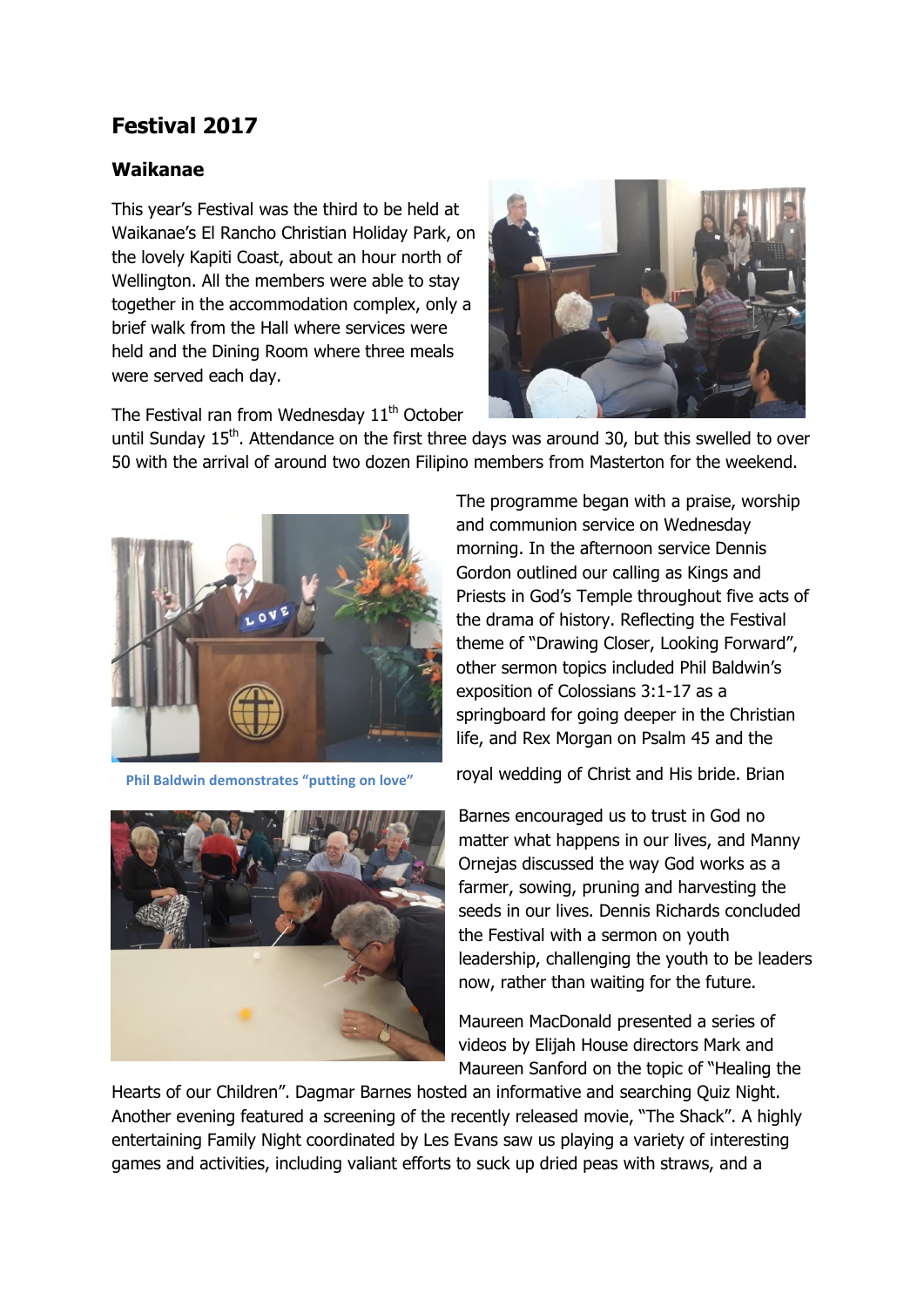# Festival 2017

## Waikanae

This year's Festival was the third to be held at Waikanae's El Rancho Christian Holiday Park, on the lovely Kapiti Coast, about an hour north of Wellington. All the members were able to stay together in the accommodation complex, only a brief walk from the Hall where services were held and the Dining Room where three meals were served each day.

The Festival ran from Wednesday 11th October until Sunday 15th. Attendance on the first three days was around 30, but this swelled to over 50 with the arrival of around two dozen Filipino members from Masterton for the weekend.

Phil Baldwin demonstrates "putting on love"

The programme began with a praise, worship and communion service on Wednesday morning. In the afternoon service Dennis Gordon outlined our calling as Kings and Priests in God's Temple throughout five acts of the drama of history. Reflecting the Festival theme of "Drawing Closer, Looking Forward", other sermon topics included Phil Baldwin's exposition of Colossians 3:1-17 as a springboard for going deeper in the Christian life, and Rex Morgan on Psalm 45 and the royal wedding of Christ and His bride. Brian Barnes encouraged us to trust in God no matter what happens in our lives, and Manny Ornejas discussed the way God works as a farmer, sowing, pruning and harvesting the seeds in our lives. Dennis Richards concluded the Festival with a sermon on youth leadership, challenging the youth to be leaders now, rather than waiting for the future.

Maureen MacDonald presented a series of videos by Elijah House directors Mark and Maureen Sanford on the topic of "Healing the Hearts of our Children". Dagmar Barnes hosted an informative and searching Quiz Night. Another evening featured a screening of the recently released movie, "The Shack". A highly entertaining Family Night coordinated by Les Evans saw us playing a variety of interesting games and activities, including valiant efforts to suck up dried peas with straws, and a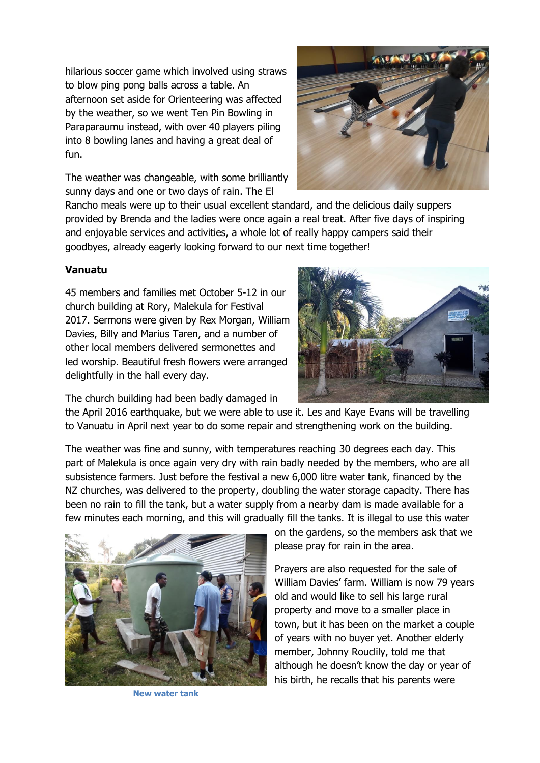hilarious soccer game which involved using straws to blow ping pong balls across a table. An afternoon set aside for Orienteering was affected by the weather, so we went Ten Pin Bowling in Paraparaumu instead, with over 40 players piling into 8 bowling lanes and having a great deal of fun.

The weather was changeable, with some brilliantly sunny days and one or two days of rain. The El Rancho meals were up to their usual excellent standard, and the delicious daily suppers provided by Brenda and the ladies were once again a real treat. After five days of inspiring and enjoyable services and activities, a whole lot of really happy campers said their goodbyes, already eagerly looking forward to our next time together!

**Vanuatu**

45 members and families met October 5-12 in our church building at Rory, Malekula for Festival 2017. Sermons were given by Rex Morgan, William Davies, Billy and Marius Taren, and a number of other local members delivered sermonettes and led worship. Beautiful fresh flowers were arranged delightfully in the hall every day.

The church building had been badly damaged in the April 2016 earthquake, but we were able to use it. Les and Kaye Evans will be travelling to Vanuatu in April next year to do some repair and strengthening work on the building.

The weather was fine and sunny, with temperatures reaching 30 degrees each day. This part of Malekula is once again very dry with rain badly needed by the members, who are all subsistence farmers. Just before the festival a new 6,000 litre water tank, financed by the NZ churches, was delivered to the property, doubling the water storage capacity. There has been no rain to fill the tank, but a water supply from a nearby dam is made available for a few minutes each morning, and this will gradually fill the tanks. It is illegal to use this water on the gardens, so the members ask that we please pray for rain in the area.

New water tank

Prayers are also requested for the sale of William Davies' farm. William is now 79 years old and would like to sell his large rural property and move to a smaller place in town, but it has been on the market a couple of years with no buyer yet. Another elderly member, Johnny Rouclily, told me that although he doesn't know the day or year of his birth, he recalls that his parents were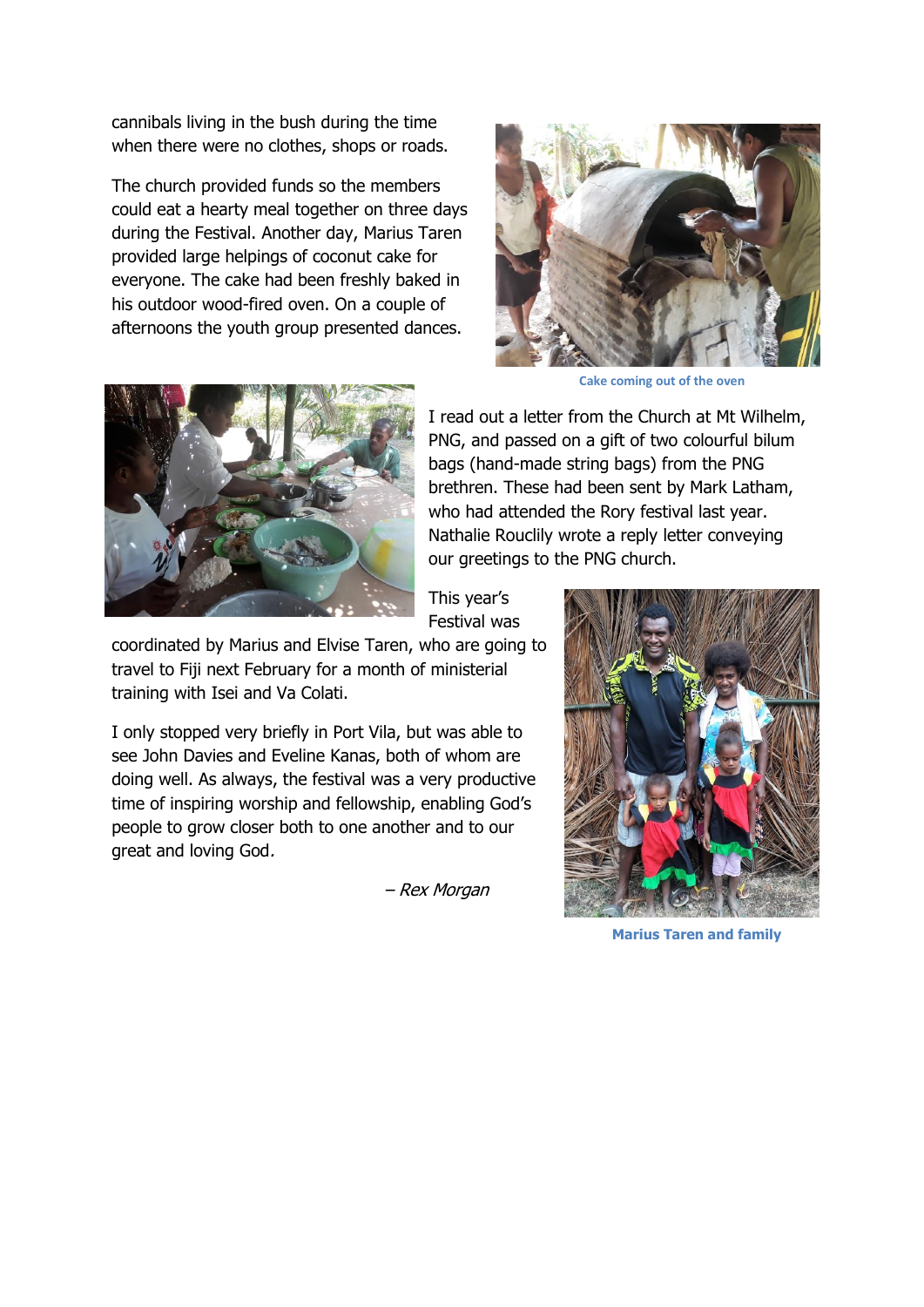cannibals living in the bush during the time when there were no clothes, shops or roads.

The church provided funds so the members could eat a hearty meal together on three days during the Festival. Another day, Marius Taren provided large helpings of coconut cake for everyone. The cake had been freshly baked in his outdoor wood-fired oven. On a couple of afternoons the youth group presented dances.

Cake coming out of the oven

I read out a letter from the Church at Mt Wilhelm, PNG, and passed on a gift of two colourful bilum bags (hand-made string bags) from the PNG brethren. These had been sent by Mark Latham, who had attended the Rory festival last year. Nathalie Rouclily wrote a reply letter conveying our greetings to the PNG church.

This year's Festival was coordinated by Marius and Elvise Taren, who are going to travel to Fiji next February for a month of ministerial training with Isei and Va Colati.

I only stopped very briefly in Port Vila, but was able to see John Davies and Eveline Kanas, both of whom are doing well. As always, the festival was a very productive time of inspiring worship and fellowship, enabling God's people to grow closer both to one another and to our great and loving God.

*– Rex Morgan*

Marius Taren and family